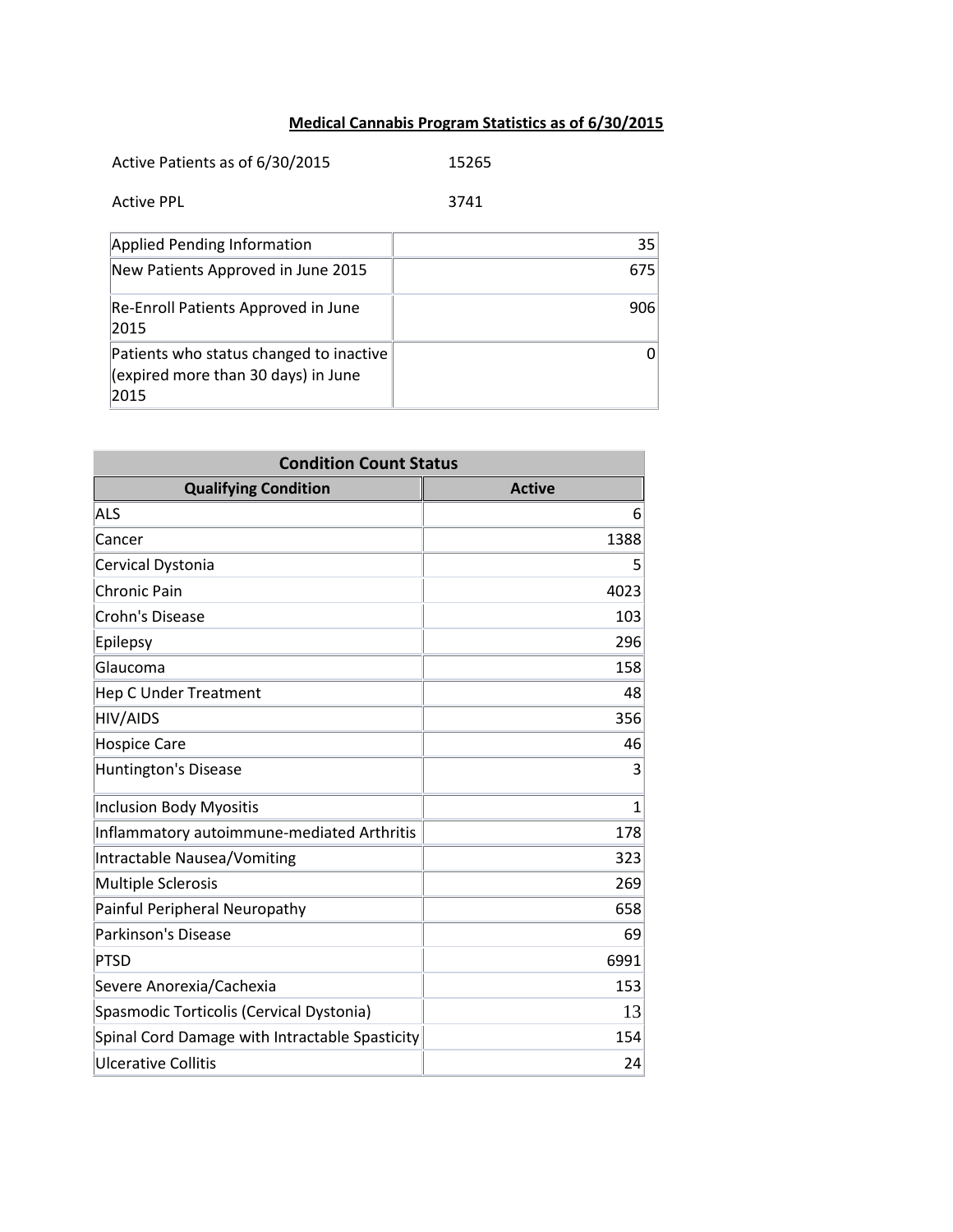# Medical Cannabis Program Statistics as of 6/30/2015

Active Patients as of 6/30/2015 15265

Active PPL 3741

| | |
|---|---|
| Applied Pending Information | 35 |
| New Patients Approved in June 2015 | 675 |
| Re-Enroll Patients Approved in June 2015 | 906 |
| Patients who status changed to inactive (expired more than 30 days) in June 2015 | 0 |

| Condition Count Status | |
|---|---|
| **Qualifying Condition** | **Active** |
| ALS | 6 |
| Cancer | 1388 |
| Cervical Dystonia | 5 |
| Chronic Pain | 4023 |
| Crohn's Disease | 103 |
| Epilepsy | 296 |
| Glaucoma | 158 |
| Hep C Under Treatment | 48 |
| HIV/AIDS | 356 |
| Hospice Care | 46 |
| Huntington's Disease | 3 |
| Inclusion Body Myositis | 1 |
| Inflammatory autoimmune-mediated Arthritis | 178 |
| Intractable Nausea/Vomiting | 323 |
| Multiple Sclerosis | 269 |
| Painful Peripheral Neuropathy | 658 |
| Parkinson's Disease | 69 |
| PTSD | 6991 |
| Severe Anorexia/Cachexia | 153 |
| Spasmodic Torticolis (Cervical Dystonia) | 13 |
| Spinal Cord Damage with Intractable Spasticity | 154 |
| Ulcerative Collitis | 24 |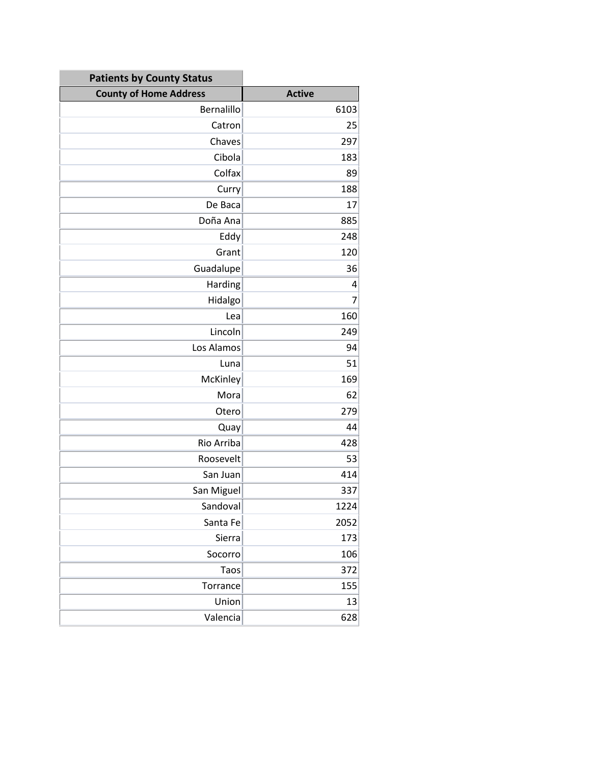| Patients by County Status | |
| --- | --- |
| County of Home Address | Active |
| Bernalillo | 6103 |
| Catron | 25 |
| Chaves | 297 |
| Cibola | 183 |
| Colfax | 89 |
| Curry | 188 |
| De Baca | 17 |
| Doña Ana | 885 |
| Eddy | 248 |
| Grant | 120 |
| Guadalupe | 36 |
| Harding | 4 |
| Hidalgo | 7 |
| Lea | 160 |
| Lincoln | 249 |
| Los Alamos | 94 |
| Luna | 51 |
| McKinley | 169 |
| Mora | 62 |
| Otero | 279 |
| Quay | 44 |
| Rio Arriba | 428 |
| Roosevelt | 53 |
| San Juan | 414 |
| San Miguel | 337 |
| Sandoval | 1224 |
| Santa Fe | 2052 |
| Sierra | 173 |
| Socorro | 106 |
| Taos | 372 |
| Torrance | 155 |
| Union | 13 |
| Valencia | 628 |